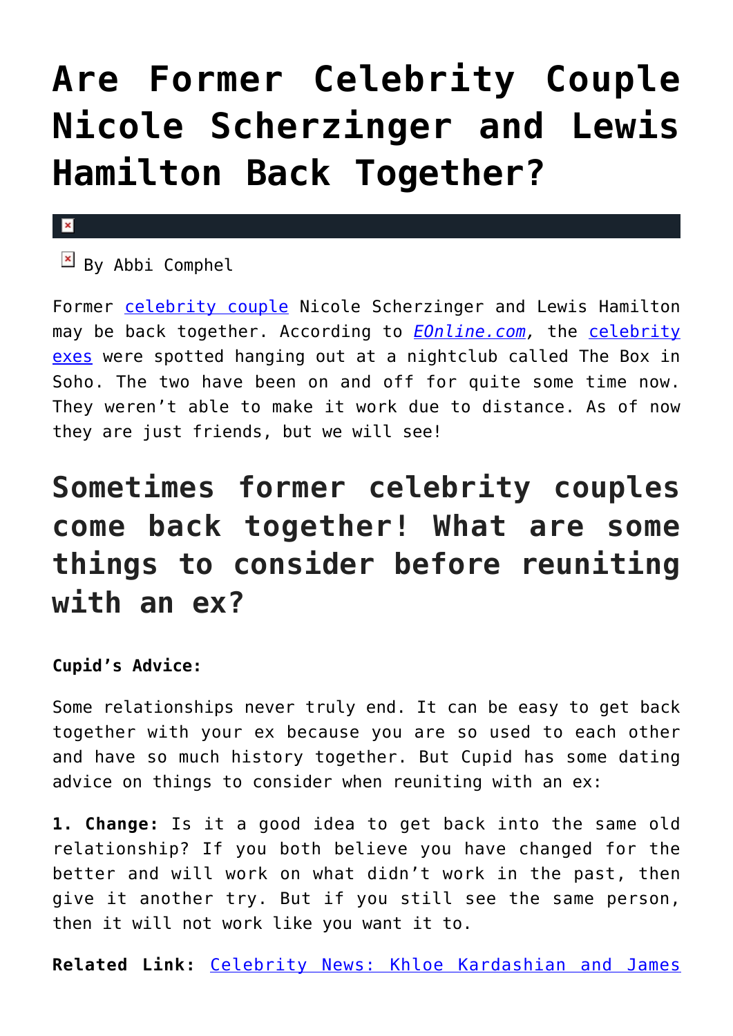# Are Former Celebrity Couple Nicole Scherzinger and Lewis Hamilton Back Together?

By Abbi Comphel

Former celebrity couple Nicole Scherzinger and Lewis Hamilton may be back together. According to *EOnline.com*, the celebrity exes were spotted hanging out at a nightclub called The Box in Soho. The two have been on and off for quite some time now. They weren't able to make it work due to distance. As of now they are just friends, but we will see!

## Sometimes former celebrity couples come back together! What are some things to consider before reuniting with an ex?

**Cupid's Advice:**

Some relationships never truly end. It can be easy to get back together with your ex because you are so used to each other and have so much history together. But Cupid has some dating advice on things to consider when reuniting with an ex:

**1. Change:** Is it a good idea to get back into the same old relationship? If you both believe you have changed for the better and will work on what didn't work in the past, then give it another try. But if you still see the same person, then it will not work like you want it to.

**Related Link:** Celebrity News: Khloe Kardashian and James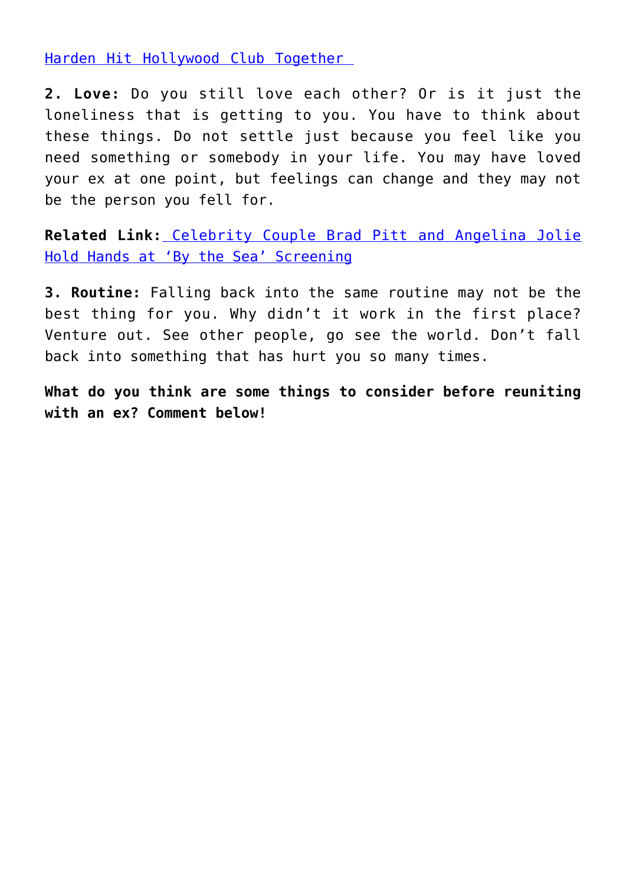Harden Hit Hollywood Club Together

**2. Love:** Do you still love each other? Or is it just the loneliness that is getting to you. You have to think about these things. Do not settle just because you feel like you need something or somebody in your life. You may have loved your ex at one point, but feelings can change and they may not be the person you fell for.

**Related Link:** Celebrity Couple Brad Pitt and Angelina Jolie Hold Hands at 'By the Sea' Screening

**3. Routine:** Falling back into the same routine may not be the best thing for you. Why didn't it work in the first place? Venture out. See other people, go see the world. Don't fall back into something that has hurt you so many times.

**What do you think are some things to consider before reuniting with an ex? Comment below!**